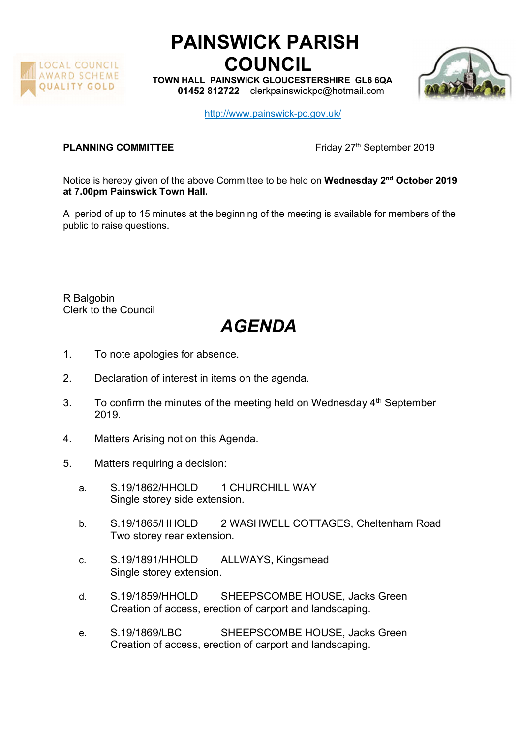# PAINSWICK PARISH COUNCIL

**TOWN HALL PAINSWICK GLOUCESTERSHIRE GL6 6QA**
**01452 812722** clerkpainswickpc@hotmail.com

http://www.painswick-pc.gov.uk/

**PLANNING COMMITTEE** Friday 27th September 2019

Notice is hereby given of the above Committee to be held on **Wednesday 2nd October 2019 at 7.00pm Painswick Town Hall.**

A period of up to 15 minutes at the beginning of the meeting is available for members of the public to raise questions.

R Balgobin
Clerk to the Council

# *AGENDA*

1. To note apologies for absence.
2. Declaration of interest in items on the agenda.
3. To confirm the minutes of the meeting held on Wednesday 4th September 2019.
4. Matters Arising not on this Agenda.
5. Matters requiring a decision:
   a. S.19/1862/HHOLD 1 CHURCHILL WAY
      Single storey side extension.
   b. S.19/1865/HHOLD 2 WASHWELL COTTAGES, Cheltenham Road
      Two storey rear extension.
   c. S.19/1891/HHOLD ALLWAYS, Kingsmead
      Single storey extension.
   d. S.19/1859/HHOLD SHEEPSCOMBE HOUSE, Jacks Green
      Creation of access, erection of carport and landscaping.
   e. S.19/1869/LBC SHEEPSCOMBE HOUSE, Jacks Green
      Creation of access, erection of carport and landscaping.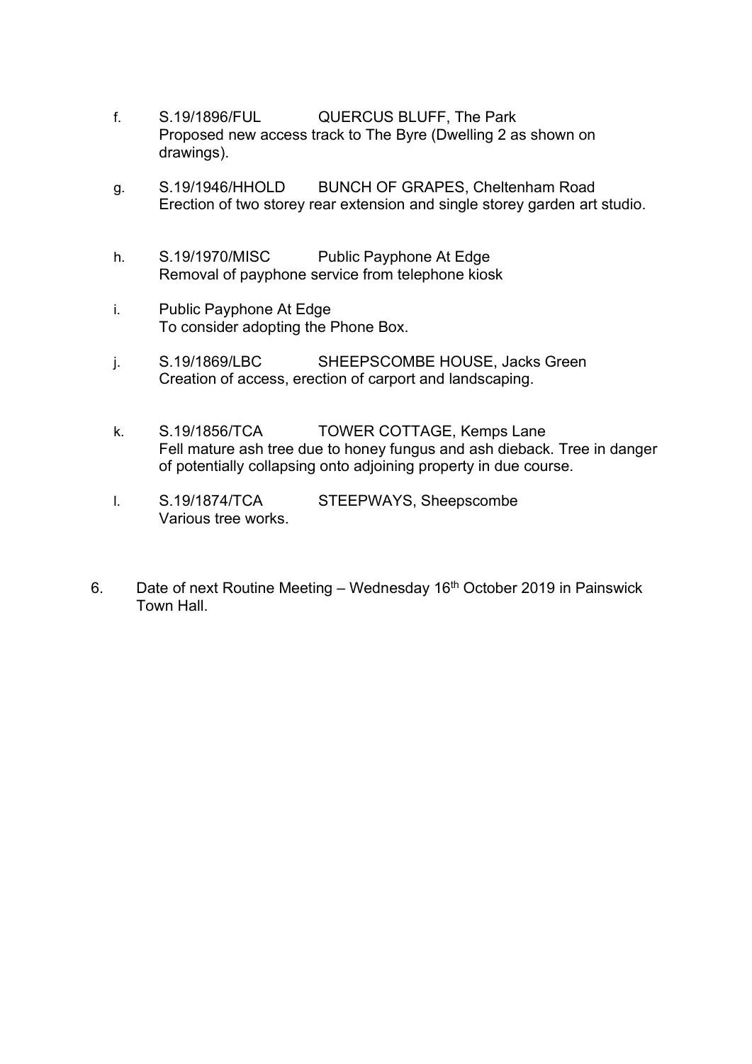f. S.19/1896/FUL QUERCUS BLUFF, The Park
   Proposed new access track to The Byre (Dwelling 2 as shown on drawings).

g. S.19/1946/HHOLD BUNCH OF GRAPES, Cheltenham Road
   Erection of two storey rear extension and single storey garden art studio.

h. S.19/1970/MISC Public Payphone At Edge
   Removal of payphone service from telephone kiosk

i. Public Payphone At Edge
   To consider adopting the Phone Box.

j. S.19/1869/LBC SHEEPSCOMBE HOUSE, Jacks Green
   Creation of access, erection of carport and landscaping.

k. S.19/1856/TCA TOWER COTTAGE, Kemps Lane
   Fell mature ash tree due to honey fungus and ash dieback. Tree in danger of potentially collapsing onto adjoining property in due course.

l. S.19/1874/TCA STEEPWAYS, Sheepscombe
   Various tree works.

6. Date of next Routine Meeting – Wednesday 16th October 2019 in Painswick Town Hall.